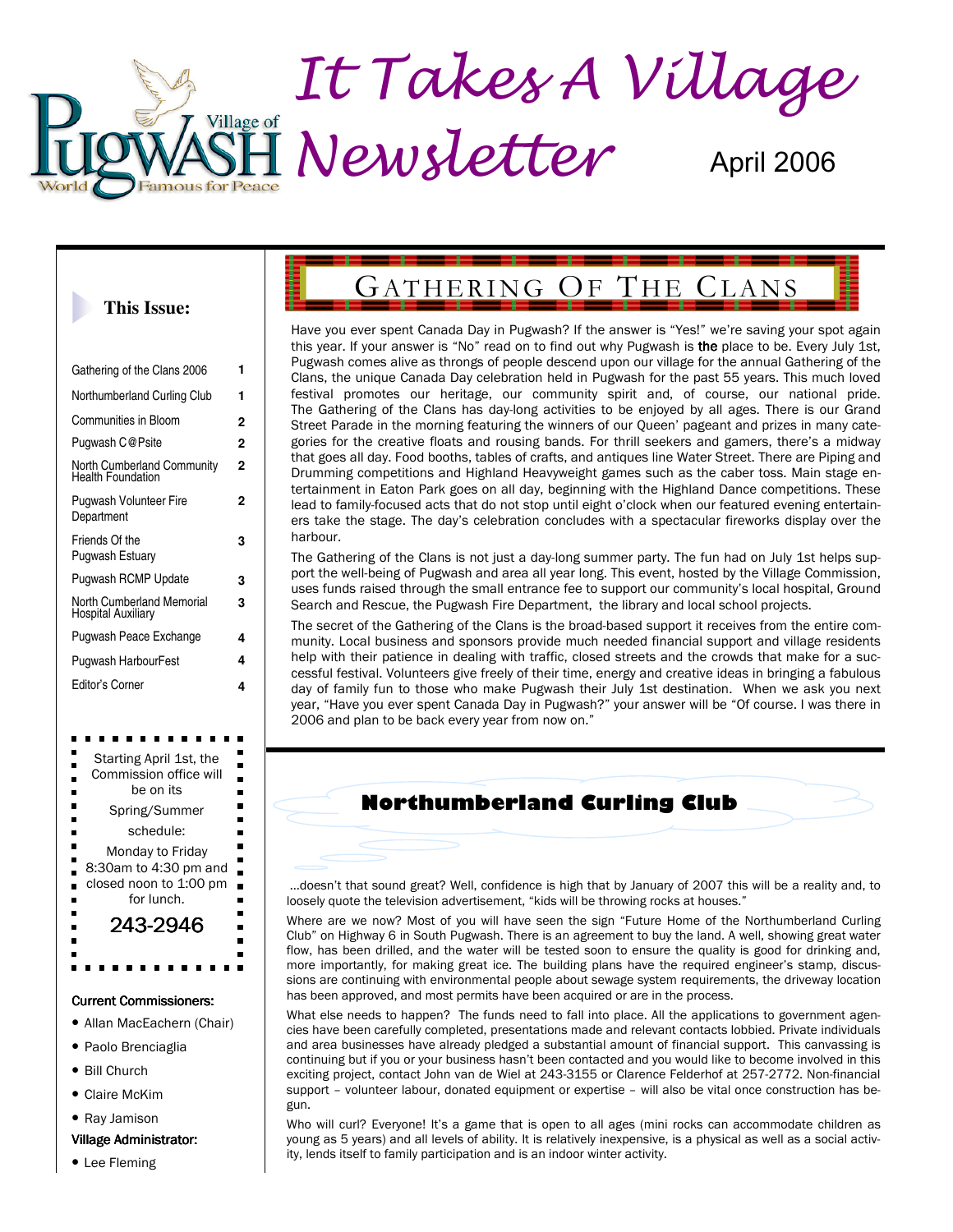Village of Pugwash — World Famous for Peace

# It Takes A Village Newsletter

April 2006

**This Issue:**

| | |
|---|---|
| Gathering of the Clans 2006 | 1 |
| Northumberland Curling Club | 1 |
| Communities in Bloom | 2 |
| Pugwash C@Psite | 2 |
| North Cumberland Community Health Foundation | 2 |
| Pugwash Volunteer Fire Department | 2 |
| Friends Of the Pugwash Estuary | 3 |
| Pugwash RCMP Update | 3 |
| North Cumberland Memorial Hospital Auxiliary | 3 |
| Pugwash Peace Exchange | 4 |
| Pugwash HarbourFest | 4 |
| Editor's Corner | 4 |

Starting April 1st, the Commission office will be on its Spring/Summer schedule: Monday to Friday 8:30am to 4:30 pm and closed noon to 1:00 pm for lunch.

243-2946

**Current Commissioners:**

- Allan MacEachern (Chair)
- Paolo Brenciaglia
- Bill Church
- Claire McKim
- Ray Jamison

**Village Administrator:**

- Lee Fleming

## Gathering Of The Clans

Have you ever spent Canada Day in Pugwash? If the answer is "Yes!" we're saving your spot again this year. If your answer is "No" read on to find out why Pugwash is **the** place to be. Every July 1st, Pugwash comes alive as throngs of people descend upon our village for the annual Gathering of the Clans, the unique Canada Day celebration held in Pugwash for the past 55 years. This much loved festival promotes our heritage, our community spirit and, of course, our national pride. The Gathering of the Clans has day-long activities to be enjoyed by all ages. There is our Grand Street Parade in the morning featuring the winners of our Queen' pageant and prizes in many categories for the creative floats and rousing bands. For thrill seekers and gamers, there's a midway that goes all day. Food booths, tables of crafts, and antiques line Water Street. There are Piping and Drumming competitions and Highland Heavyweight games such as the caber toss. Main stage entertainment in Eaton Park goes on all day, beginning with the Highland Dance competitions. These lead to family-focused acts that do not stop until eight o'clock when our featured evening entertainers take the stage. The day's celebration concludes with a spectacular fireworks display over the harbour.

The Gathering of the Clans is not just a day-long summer party. The fun had on July 1st helps support the well-being of Pugwash and area all year long. This event, hosted by the Village Commission, uses funds raised through the small entrance fee to support our community's local hospital, Ground Search and Rescue, the Pugwash Fire Department, the library and local school projects.

The secret of the Gathering of the Clans is the broad-based support it receives from the entire community. Local business and sponsors provide much needed financial support and village residents help with their patience in dealing with traffic, closed streets and the crowds that make for a successful festival. Volunteers give freely of their time, energy and creative ideas in bringing a fabulous day of family fun to those who make Pugwash their July 1st destination. When we ask you next year, "Have you ever spent Canada Day in Pugwash?" your answer will be "Of course. I was there in 2006 and plan to be back every year from now on."

## Northumberland Curling Club

...doesn't that sound great? Well, confidence is high that by January of 2007 this will be a reality and, to loosely quote the television advertisement, "kids will be throwing rocks at houses."

Where are we now? Most of you will have seen the sign "Future Home of the Northumberland Curling Club" on Highway 6 in South Pugwash. There is an agreement to buy the land. A well, showing great water flow, has been drilled, and the water will be tested soon to ensure the quality is good for drinking and, more importantly, for making great ice. The building plans have the required engineer's stamp, discussions are continuing with environmental people about sewage system requirements, the driveway location has been approved, and most permits have been acquired or are in the process.

What else needs to happen? The funds need to fall into place. All the applications to government agencies have been carefully completed, presentations made and relevant contacts lobbied. Private individuals and area businesses have already pledged a substantial amount of financial support. This canvassing is continuing but if you or your business hasn't been contacted and you would like to become involved in this exciting project, contact John van de Wiel at 243-3155 or Clarence Felderhof at 257-2772. Non-financial support – volunteer labour, donated equipment or expertise – will also be vital once construction has begun.

Who will curl? Everyone! It's a game that is open to all ages (mini rocks can accommodate children as young as 5 years) and all levels of ability. It is relatively inexpensive, is a physical as well as a social activity, lends itself to family participation and is an indoor winter activity.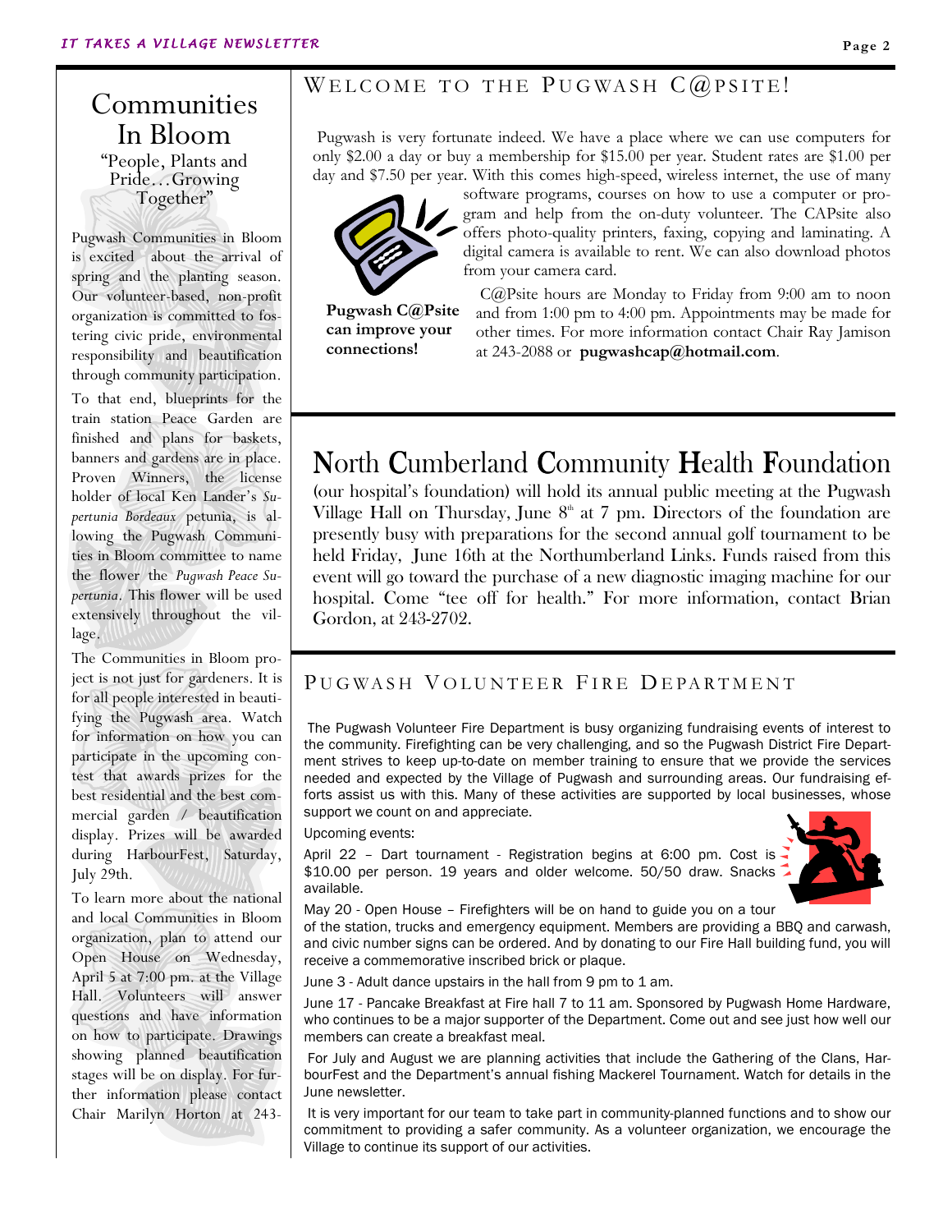## Communities In Bloom

"People, Plants and Pride…Growing Together"

Pugwash Communities in Bloom is excited about the arrival of spring and the planting season. Our volunteer-based, non-profit organization is committed to fostering civic pride, environmental responsibility and beautification through community participation.

To that end, blueprints for the train station Peace Garden are finished and plans for baskets, banners and gardens are in place. Proven Winners, the license holder of local Ken Lander's *Supertunia Bordeaux* petunia, is allowing the Pugwash Communities in Bloom committee to name the flower the *Pugwash Peace Supertunia*. This flower will be used extensively throughout the village.

The Communities in Bloom project is not just for gardeners. It is for all people interested in beautifying the Pugwash area. Watch for information on how you can participate in the upcoming contest that awards prizes for the best residential and the best commercial garden / beautification display. Prizes will be awarded during HarbourFest, Saturday, July 29th.

To learn more about the national and local Communities in Bloom organization, plan to attend our Open House on Wednesday, April 5 at 7:00 pm. at the Village Hall. Volunteers will answer questions and have information on how to participate. Drawings showing planned beautification stages will be on display. For further information please contact Chair Marilyn Horton at 243-

## Welcome to the Pugwash C@psite!

Pugwash is very fortunate indeed. We have a place where we can use computers for only $2.00 a day or buy a membership for $15.00 per year. Student rates are $1.00 per day and $7.50 per year. With this comes high-speed, wireless internet, the use of many software programs, courses on how to use a computer or program and help from the on-duty volunteer. The CAPsite also offers photo-quality printers, faxing, copying and laminating. A digital camera is available to rent. We can also download photos from your camera card.

**Pugwash C@Psite can improve your connections!**

C@Psite hours are Monday to Friday from 9:00 am to noon and from 1:00 pm to 4:00 pm. Appointments may be made for other times. For more information contact Chair Ray Jamison at 243-2088 or **pugwashcap@hotmail.com**.

## North Cumberland Community Health Foundation

(our hospital's foundation) will hold its annual public meeting at the Pugwash Village Hall on Thursday, June 8th at 7 pm. Directors of the foundation are presently busy with preparations for the second annual golf tournament to be held Friday, June 16th at the Northumberland Links. Funds raised from this event will go toward the purchase of a new diagnostic imaging machine for our hospital. Come "tee off for health." For more information, contact Brian Gordon, at 243-2702.

## Pugwash Volunteer Fire Department

The Pugwash Volunteer Fire Department is busy organizing fundraising events of interest to the community. Firefighting can be very challenging, and so the Pugwash District Fire Department strives to keep up-to-date on member training to ensure that we provide the services needed and expected by the Village of Pugwash and surrounding areas. Our fundraising efforts assist us with this. Many of these activities are supported by local businesses, whose support we count on and appreciate.

Upcoming events:

April 22 – Dart tournament - Registration begins at 6:00 pm. Cost is $10.00 per person. 19 years and older welcome. 50/50 draw. Snacks available.

May 20 - Open House – Firefighters will be on hand to guide you on a tour of the station, trucks and emergency equipment. Members are providing a BBQ and carwash, and civic number signs can be ordered. And by donating to our Fire Hall building fund, you will receive a commemorative inscribed brick or plaque.

June 3 - Adult dance upstairs in the hall from 9 pm to 1 am.

June 17 - Pancake Breakfast at Fire hall 7 to 11 am. Sponsored by Pugwash Home Hardware, who continues to be a major supporter of the Department. Come out and see just how well our members can create a breakfast meal.

For July and August we are planning activities that include the Gathering of the Clans, HarbourFest and the Department's annual fishing Mackerel Tournament. Watch for details in the June newsletter.

It is very important for our team to take part in community-planned functions and to show our commitment to providing a safer community. As a volunteer organization, we encourage the Village to continue its support of our activities.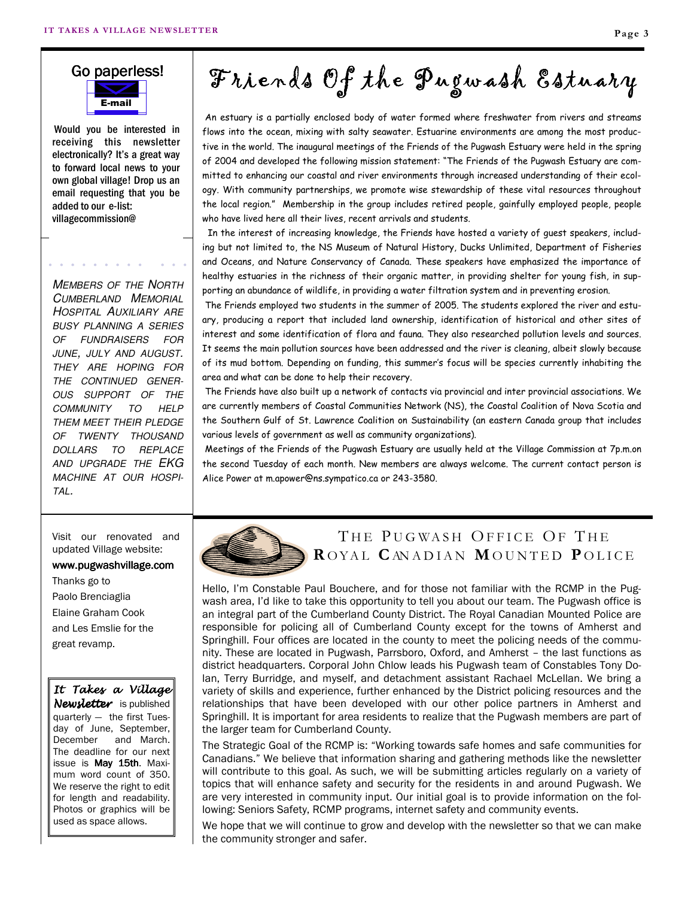## Go paperless!

E-mail

Would you be interested in receiving this newsletter electronically? It's a great way to forward local news to your own global village! Drop us an email requesting that you be added to our e-list: villagecommission@

*MEMBERS OF THE NORTH CUMBERLAND MEMORIAL HOSPITAL AUXILIARY ARE BUSY PLANNING A SERIES OF FUNDRAISERS FOR JUNE, JULY AND AUGUST. THEY ARE HOPING FOR THE CONTINUED GENEROUS SUPPORT OF THE COMMUNITY TO HELP THEM MEET THEIR PLEDGE OF TWENTY THOUSAND DOLLARS TO REPLACE AND UPGRADE THE EKG MACHINE AT OUR HOSPITAL.*

Visit our renovated and updated Village website:

**www.pugwashvillage.com**

Thanks go to
Paolo Brenciaglia
Elaine Graham Cook
and Les Emslie for the great revamp.

***It Takes a Village Newsletter*** is published quarterly — the first Tuesday of June, September, December and March. The deadline for our next issue is **May 15th**. Maximum word count of 350. We reserve the right to edit for length and readability. Photos or graphics will be used as space allows.

# Friends Of the Pugwash Estuary

An estuary is a partially enclosed body of water formed where freshwater from rivers and streams flows into the ocean, mixing with salty seawater. Estuarine environments are among the most productive in the world. The inaugural meetings of the Friends of the Pugwash Estuary were held in the spring of 2004 and developed the following mission statement: "The Friends of the Pugwash Estuary are committed to enhancing our coastal and river environments through increased understanding of their ecology. With community partnerships, we promote wise stewardship of these vital resources throughout the local region." Membership in the group includes retired people, gainfully employed people, people who have lived here all their lives, recent arrivals and students.

In the interest of increasing knowledge, the Friends have hosted a variety of guest speakers, including but not limited to, the NS Museum of Natural History, Ducks Unlimited, Department of Fisheries and Oceans, and Nature Conservancy of Canada. These speakers have emphasized the importance of healthy estuaries in the richness of their organic matter, in providing shelter for young fish, in supporting an abundance of wildlife, in providing a water filtration system and in preventing erosion.

The Friends employed two students in the summer of 2005. The students explored the river and estuary, producing a report that included land ownership, identification of historical and other sites of interest and some identification of flora and fauna. They also researched pollution levels and sources. It seems the main pollution sources have been addressed and the river is cleaning, albeit slowly because of its mud bottom. Depending on funding, this summer's focus will be species currently inhabiting the area and what can be done to help their recovery.

The Friends have also built up a network of contacts via provincial and inter provincial associations. We are currently members of Coastal Communities Network (NS), the Coastal Coalition of Nova Scotia and the Southern Gulf of St. Lawrence Coalition on Sustainability (an eastern Canada group that includes various levels of government as well as community organizations).

Meetings of the Friends of the Pugwash Estuary are usually held at the Village Commission at 7p.m.on the second Tuesday of each month. New members are always welcome. The current contact person is Alice Power at m.apower@ns.sympatico.ca or 243-3580.

# The Pugwash Office Of The Royal Canadian Mounted Police

Hello, I'm Constable Paul Bouchere, and for those not familiar with the RCMP in the Pugwash area, I'd like to take this opportunity to tell you about our team. The Pugwash office is an integral part of the Cumberland County District. The Royal Canadian Mounted Police are responsible for policing all of Cumberland County except for the towns of Amherst and Springhill. Four offices are located in the county to meet the policing needs of the community. These are located in Pugwash, Parrsboro, Oxford, and Amherst – the last functions as district headquarters. Corporal John Chlow leads his Pugwash team of Constables Tony Dolan, Terry Burridge, and myself, and detachment assistant Rachael McLellan. We bring a variety of skills and experience, further enhanced by the District policing resources and the relationships that have been developed with our other police partners in Amherst and Springhill. It is important for area residents to realize that the Pugwash members are part of the larger team for Cumberland County.

The Strategic Goal of the RCMP is: "Working towards safe homes and safe communities for Canadians." We believe that information sharing and gathering methods like the newsletter will contribute to this goal. As such, we will be submitting articles regularly on a variety of topics that will enhance safety and security for the residents in and around Pugwash. We are very interested in community input. Our initial goal is to provide information on the following: Seniors Safety, RCMP programs, internet safety and community events.

We hope that we will continue to grow and develop with the newsletter so that we can make the community stronger and safer.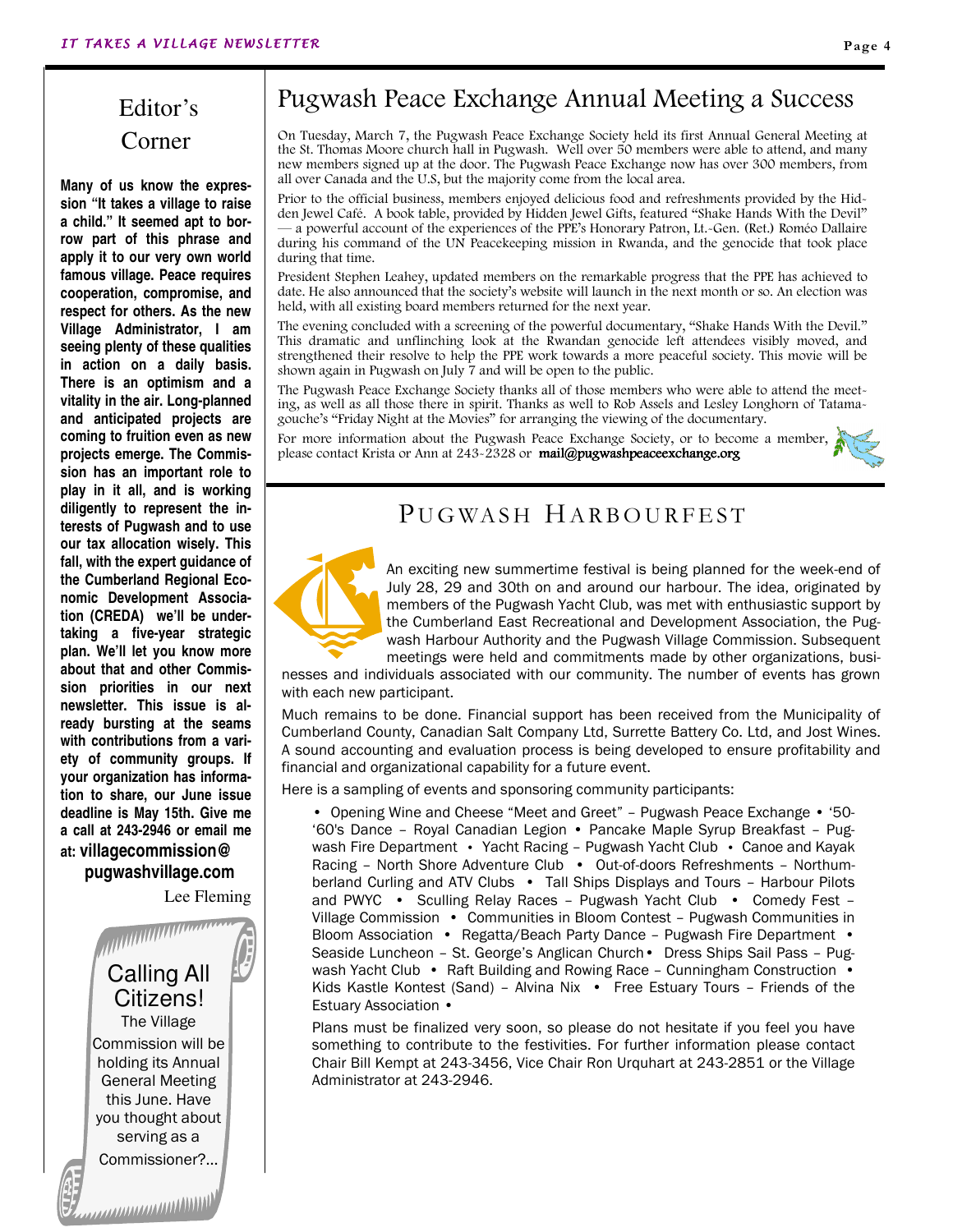# Editor's Corner

**Many of us know the expression "It takes a village to raise a child." It seemed apt to borrow part of this phrase and apply it to our very own world famous village. Peace requires cooperation, compromise, and respect for others. As the new Village Administrator, I am seeing plenty of these qualities in action on a daily basis. There is an optimism and a vitality in the air. Long-planned and anticipated projects are coming to fruition even as new projects emerge. The Commission has an important role to play in it all, and is working diligently to represent the interests of Pugwash and to use our tax allocation wisely. This fall, with the expert guidance of the Cumberland Regional Economic Development Association (CREDA) we'll be undertaking a five-year strategic plan. We'll let you know more about that and other Commission priorities in our next newsletter. This issue is already bursting at the seams with contributions from a variety of community groups. If your organization has information to share, our June issue deadline is May 15th. Give me a call at 243-2946 or email me at: villagecommission@pugwashvillage.com**

Lee Fleming

**Calling All Citizens!**

The Village Commission will be holding its Annual General Meeting this June. Have you thought about serving as a Commissioner?...

# Pugwash Peace Exchange Annual Meeting a Success

On Tuesday, March 7, the Pugwash Peace Exchange Society held its first Annual General Meeting at the St. Thomas Moore church hall in Pugwash. Well over 50 members were able to attend, and many new members signed up at the door. The Pugwash Peace Exchange now has over 300 members, from all over Canada and the U.S, but the majority come from the local area.

Prior to the official business, members enjoyed delicious food and refreshments provided by the Hidden Jewel Café. A book table, provided by Hidden Jewel Gifts, featured "Shake Hands With the Devil" — a powerful account of the experiences of the PPE's Honorary Patron, Lt.-Gen. (Ret.) Roméo Dallaire during his command of the UN Peacekeeping mission in Rwanda, and the genocide that took place during that time.

President Stephen Leahey, updated members on the remarkable progress that the PPE has achieved to date. He also announced that the society's website will launch in the next month or so. An election was held, with all existing board members returned for the next year.

The evening concluded with a screening of the powerful documentary, "Shake Hands With the Devil." This dramatic and unflinching look at the Rwandan genocide left attendees visibly moved, and strengthened their resolve to help the PPE work towards a more peaceful society. This movie will be shown again in Pugwash on July 7 and will be open to the public.

The Pugwash Peace Exchange Society thanks all of those members who were able to attend the meeting, as well as all those there in spirit. Thanks as well to Rob Assels and Lesley Longhorn of Tatamagouche's "Friday Night at the Movies" for arranging the viewing of the documentary.

For more information about the Pugwash Peace Exchange Society, or to become a member, please contact Krista or Ann at 243-2328 or **mail@pugwashpeaceexchange.org**

# Pugwash Harbourfest

An exciting new summertime festival is being planned for the week-end of July 28, 29 and 30th on and around our harbour. The idea, originated by members of the Pugwash Yacht Club, was met with enthusiastic support by the Cumberland East Recreational and Development Association, the Pugwash Harbour Authority and the Pugwash Village Commission. Subsequent meetings were held and commitments made by other organizations, businesses and individuals associated with our community. The number of events has grown with each new participant.

Much remains to be done. Financial support has been received from the Municipality of Cumberland County, Canadian Salt Company Ltd, Surrette Battery Co. Ltd, and Jost Wines. A sound accounting and evaluation process is being developed to ensure profitability and financial and organizational capability for a future event.

Here is a sampling of events and sponsoring community participants:

• Opening Wine and Cheese "Meet and Greet" – Pugwash Peace Exchange • '50-'60's Dance – Royal Canadian Legion • Pancake Maple Syrup Breakfast – Pugwash Fire Department • Yacht Racing – Pugwash Yacht Club • Canoe and Kayak Racing – North Shore Adventure Club • Out-of-doors Refreshments – Northumberland Curling and ATV Clubs • Tall Ships Displays and Tours – Harbour Pilots and PWYC • Sculling Relay Races – Pugwash Yacht Club • Comedy Fest – Village Commission • Communities in Bloom Contest – Pugwash Communities in Bloom Association • Regatta/Beach Party Dance – Pugwash Fire Department • Seaside Luncheon – St. George's Anglican Church • Dress Ships Sail Pass – Pugwash Yacht Club • Raft Building and Rowing Race – Cunningham Construction • Kids Kastle Kontest (Sand) – Alvina Nix • Free Estuary Tours – Friends of the Estuary Association •

Plans must be finalized very soon, so please do not hesitate if you feel you have something to contribute to the festivities. For further information please contact Chair Bill Kempt at 243-3456, Vice Chair Ron Urquhart at 243-2851 or the Village Administrator at 243-2946.